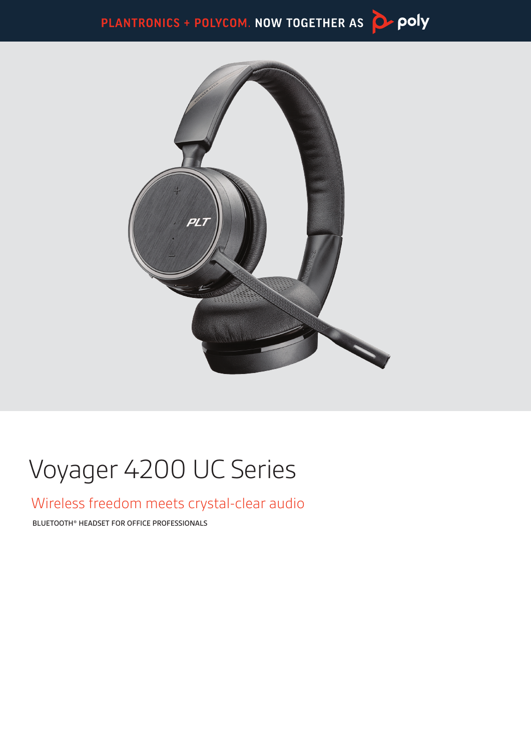PLANTRONICS + POLYCOM. NOW TOGETHER AS poly

# Voyager 4200 UC Series

## Wireless freedom meets crystal-clear audio

BLUETOOTH® HEADSET FOR OFFICE PROFESSIONALS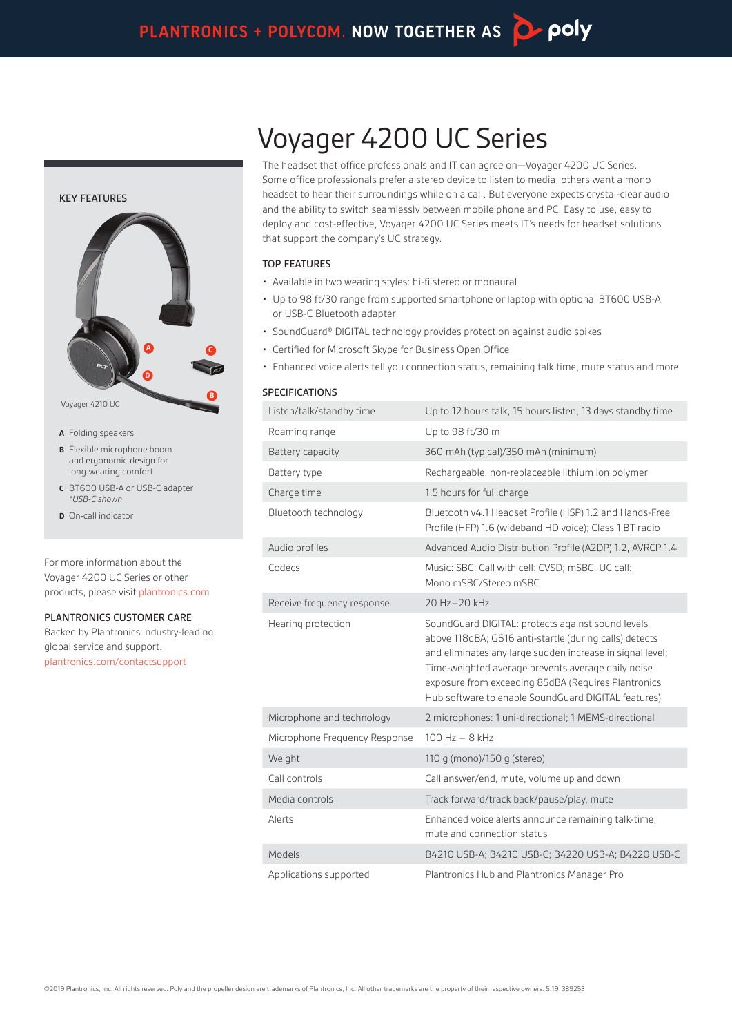PLANTRONICS + POLYCOM. NOW TOGETHER AS poly

# Voyager 4200 UC Series

The headset that office professionals and IT can agree on—Voyager 4200 UC Series. Some office professionals prefer a stereo device to listen to media; others want a mono headset to hear their surroundings while on a call. But everyone expects crystal-clear audio and the ability to switch seamlessly between mobile phone and PC. Easy to use, easy to deploy and cost-effective, Voyager 4200 UC Series meets IT's needs for headset solutions that support the company's UC strategy.

## KEY FEATURES

Voyager 4210 UC

- **A** Folding speakers
- **B** Flexible microphone boom and ergonomic design for long-wearing comfort
- **C** BT600 USB-A or USB-C adapter *\*USB-C shown*
- **D** On-call indicator

For more information about the Voyager 4200 UC Series or other products, please visit plantronics.com

### PLANTRONICS CUSTOMER CARE

Backed by Plantronics industry-leading global service and support.
plantronics.com/contactsupport

## TOP FEATURES

- Available in two wearing styles: hi-fi stereo or monaural
- Up to 98 ft/30 range from supported smartphone or laptop with optional BT600 USB-A or USB-C Bluetooth adapter
- SoundGuard® DIGITAL technology provides protection against audio spikes
- Certified for Microsoft Skype for Business Open Office
- Enhanced voice alerts tell you connection status, remaining talk time, mute status and more

## SPECIFICATIONS

| | |
|---|---|
| Listen/talk/standby time | Up to 12 hours talk, 15 hours listen, 13 days standby time |
| Roaming range | Up to 98 ft/30 m |
| Battery capacity | 360 mAh (typical)/350 mAh (minimum) |
| Battery type | Rechargeable, non-replaceable lithium ion polymer |
| Charge time | 1.5 hours for full charge |
| Bluetooth technology | Bluetooth v4.1 Headset Profile (HSP) 1.2 and Hands-Free Profile (HFP) 1.6 (wideband HD voice); Class 1 BT radio |
| Audio profiles | Advanced Audio Distribution Profile (A2DP) 1.2, AVRCP 1.4 |
| Codecs | Music: SBC; Call with cell: CVSD; mSBC; UC call: Mono mSBC/Stereo mSBC |
| Receive frequency response | 20 Hz–20 kHz |
| Hearing protection | SoundGuard DIGITAL: protects against sound levels above 118dBA; G616 anti-startle (during calls) detects and eliminates any large sudden increase in signal level; Time-weighted average prevents average daily noise exposure from exceeding 85dBA (Requires Plantronics Hub software to enable SoundGuard DIGITAL features) |
| Microphone and technology | 2 microphones: 1 uni-directional; 1 MEMS-directional |
| Microphone Frequency Response | 100 Hz – 8 kHz |
| Weight | 110 g (mono)/150 g (stereo) |
| Call controls | Call answer/end, mute, volume up and down |
| Media controls | Track forward/track back/pause/play, mute |
| Alerts | Enhanced voice alerts announce remaining talk-time, mute and connection status |
| Models | B4210 USB-A; B4210 USB-C; B4220 USB-A; B4220 USB-C |
| Applications supported | Plantronics Hub and Plantronics Manager Pro |

©2019 Plantronics, Inc. All rights reserved. Poly and the propeller design are trademarks of Plantronics, Inc. All other trademarks are the property of their respective owners. 5.19 389253